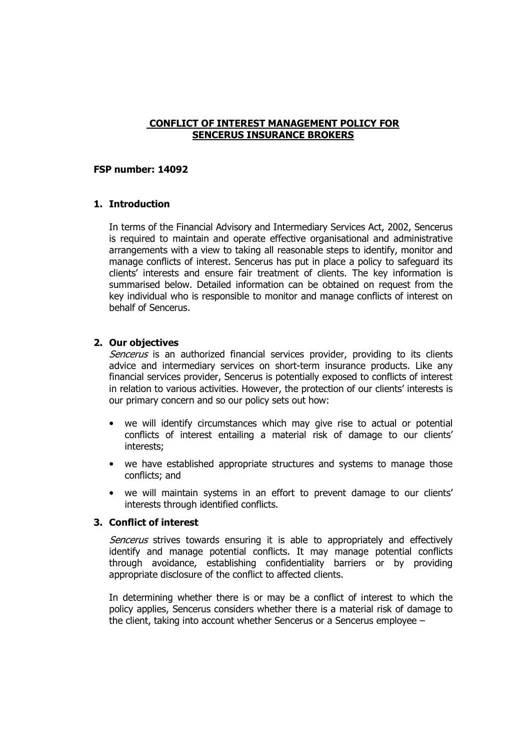# CONFLICT OF INTEREST MANAGEMENT POLICY FOR SENCERUS INSURANCE BROKERS

**FSP number: 14092**

## 1. Introduction

In terms of the Financial Advisory and Intermediary Services Act, 2002, Sencerus is required to maintain and operate effective organisational and administrative arrangements with a view to taking all reasonable steps to identify, monitor and manage conflicts of interest. Sencerus has put in place a policy to safeguard its clients' interests and ensure fair treatment of clients. The key information is summarised below. Detailed information can be obtained on request from the key individual who is responsible to monitor and manage conflicts of interest on behalf of Sencerus.

## 2. Our objectives

*Sencerus* is an authorized financial services provider, providing to its clients advice and intermediary services on short-term insurance products. Like any financial services provider, Sencerus is potentially exposed to conflicts of interest in relation to various activities. However, the protection of our clients' interests is our primary concern and so our policy sets out how:

- we will identify circumstances which may give rise to actual or potential conflicts of interest entailing a material risk of damage to our clients' interests;
- we have established appropriate structures and systems to manage those conflicts; and
- we will maintain systems in an effort to prevent damage to our clients' interests through identified conflicts.

## 3. Conflict of interest

*Sencerus* strives towards ensuring it is able to appropriately and effectively identify and manage potential conflicts. It may manage potential conflicts through avoidance, establishing confidentiality barriers or by providing appropriate disclosure of the conflict to affected clients.

In determining whether there is or may be a conflict of interest to which the policy applies, Sencerus considers whether there is a material risk of damage to the client, taking into account whether Sencerus or a Sencerus employee –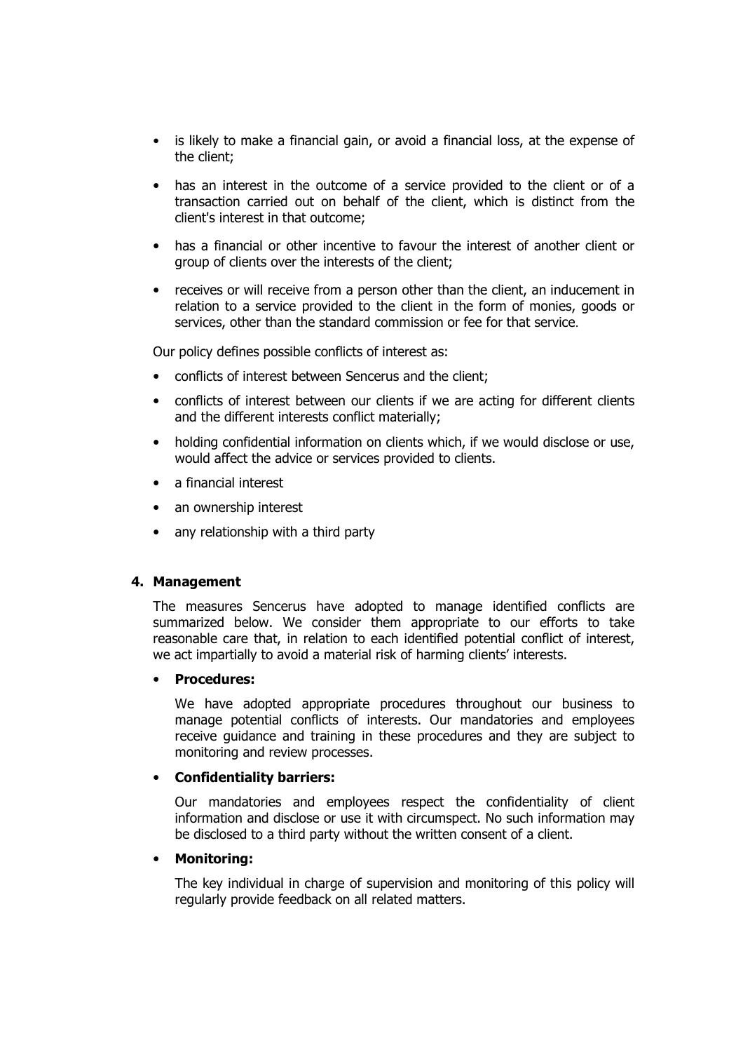- is likely to make a financial gain, or avoid a financial loss, at the expense of the client;
- has an interest in the outcome of a service provided to the client or of a transaction carried out on behalf of the client, which is distinct from the client's interest in that outcome;
- has a financial or other incentive to favour the interest of another client or group of clients over the interests of the client;
- receives or will receive from a person other than the client, an inducement in relation to a service provided to the client in the form of monies, goods or services, other than the standard commission or fee for that service.

Our policy defines possible conflicts of interest as:

- conflicts of interest between Sencerus and the client;
- conflicts of interest between our clients if we are acting for different clients and the different interests conflict materially;
- holding confidential information on clients which, if we would disclose or use, would affect the advice or services provided to clients.
- a financial interest
- an ownership interest
- any relationship with a third party

## 4. Management

The measures Sencerus have adopted to manage identified conflicts are summarized below. We consider them appropriate to our efforts to take reasonable care that, in relation to each identified potential conflict of interest, we act impartially to avoid a material risk of harming clients' interests.

- **Procedures:**

  We have adopted appropriate procedures throughout our business to manage potential conflicts of interests. Our mandatories and employees receive guidance and training in these procedures and they are subject to monitoring and review processes.

- **Confidentiality barriers:**

  Our mandatories and employees respect the confidentiality of client information and disclose or use it with circumspect. No such information may be disclosed to a third party without the written consent of a client.

- **Monitoring:**

  The key individual in charge of supervision and monitoring of this policy will regularly provide feedback on all related matters.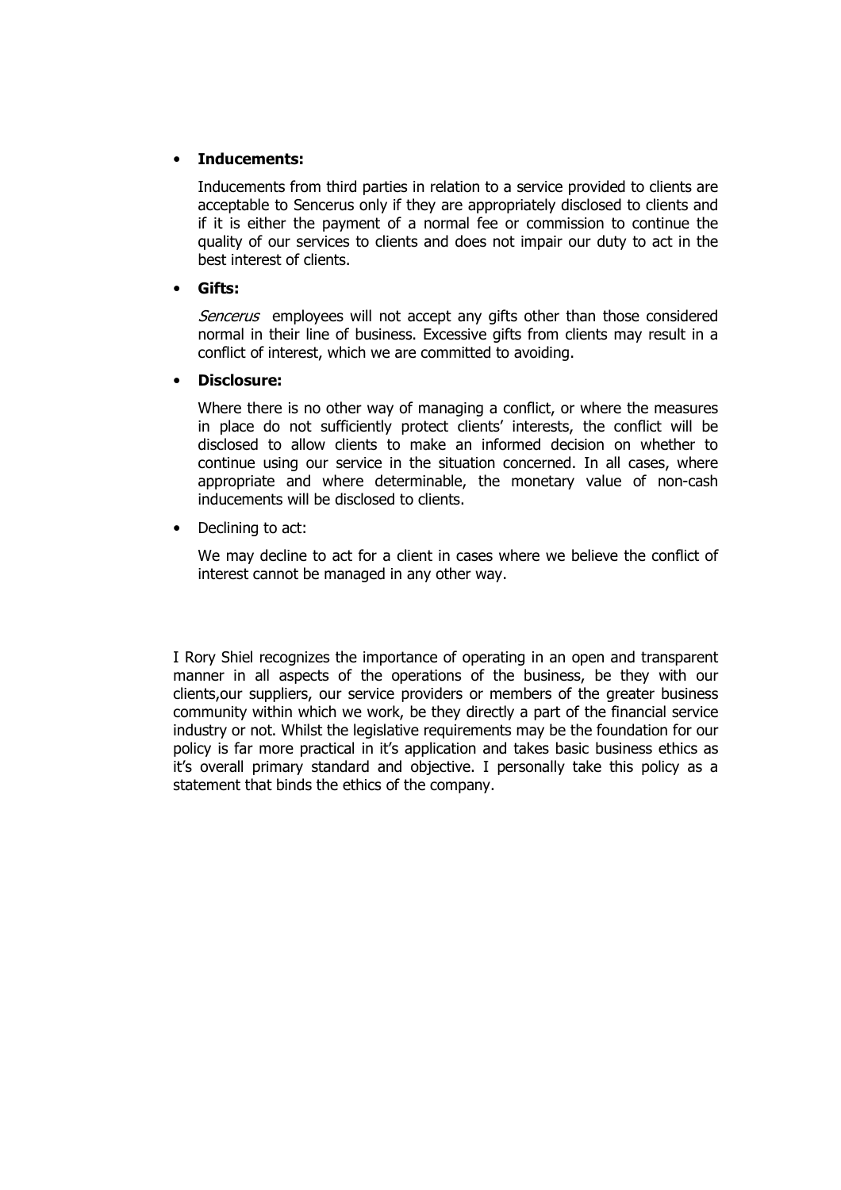- **Inducements:**

  Inducements from third parties in relation to a service provided to clients are acceptable to Sencerus only if they are appropriately disclosed to clients and if it is either the payment of a normal fee or commission to continue the quality of our services to clients and does not impair our duty to act in the best interest of clients.

- **Gifts:**

  *Sencerus* employees will not accept any gifts other than those considered normal in their line of business. Excessive gifts from clients may result in a conflict of interest, which we are committed to avoiding.

- **Disclosure:**

  Where there is no other way of managing a conflict, or where the measures in place do not sufficiently protect clients' interests, the conflict will be disclosed to allow clients to make an informed decision on whether to continue using our service in the situation concerned. In all cases, where appropriate and where determinable, the monetary value of non-cash inducements will be disclosed to clients.

- Declining to act:

  We may decline to act for a client in cases where we believe the conflict of interest cannot be managed in any other way.

I Rory Shiel recognizes the importance of operating in an open and transparent manner in all aspects of the operations of the business, be they with our clients,our suppliers, our service providers or members of the greater business community within which we work, be they directly a part of the financial service industry or not. Whilst the legislative requirements may be the foundation for our policy is far more practical in it's application and takes basic business ethics as it's overall primary standard and objective. I personally take this policy as a statement that binds the ethics of the company.